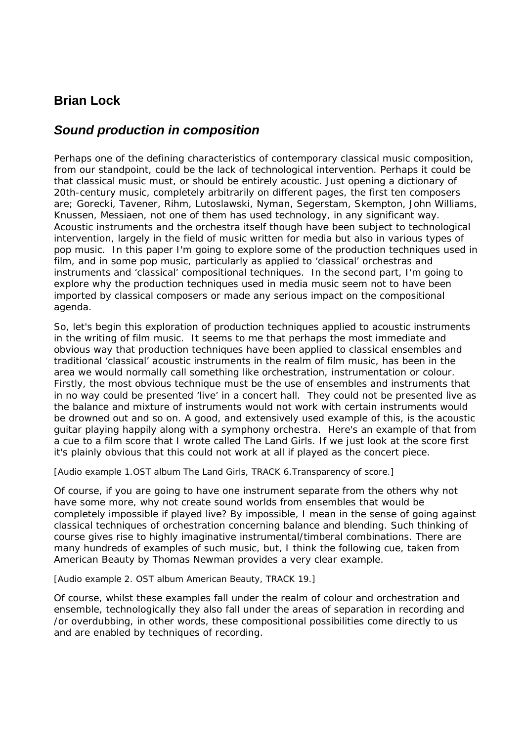## Brian Lock

### *Sound production in composition*

Perhaps one of the defining characteristics of contemporary classical music composition, from our standpoint, could be the lack of technological intervention. Perhaps it could be that classical music must, or should be entirely acoustic. Just opening a dictionary of 20th-century music, completely arbitrarily on different pages, the first ten composers are; Gorecki, Tavener, Rihm, Lutoslawski, Nyman, Segerstam, Skempton, John Williams, Knussen, Messiaen, not one of them has used technology, in any significant way. Acoustic instruments and the orchestra itself though have been subject to technological intervention, largely in the field of music written for media but also in various types of pop music. In this paper I'm going to explore some of the production techniques used in film, and in some pop music, particularly as applied to 'classical' orchestras and instruments and 'classical' compositional techniques. In the second part, I'm going to explore why the production techniques used in media music seem not to have been imported by classical composers or made any serious impact on the compositional agenda.

So, let's begin this exploration of production techniques applied to acoustic instruments in the writing of film music. It seems to me that perhaps the most immediate and obvious way that production techniques have been applied to classical ensembles and traditional 'classical' acoustic instruments in the realm of film music, has been in the area we would normally call something like orchestration, instrumentation or colour. Firstly, the most obvious technique must be the use of ensembles and instruments that in no way could be presented 'live' in a concert hall. They could not be presented live as the balance and mixture of instruments would not work with certain instruments would be drowned out and so on. A good, and extensively used example of this, is the acoustic guitar playing happily along with a symphony orchestra. Here's an example of that from a cue to a film score that I wrote called The Land Girls. If we just look at the score first it's plainly obvious that this could not work at all if played as the concert piece.

[Audio example 1.OST album The Land Girls, TRACK 6.Transparency of score.]

Of course, if you are going to have one instrument separate from the others why not have some more, why not create sound worlds from ensembles that would be completely impossible if played live? By impossible, I mean in the sense of going against classical techniques of orchestration concerning balance and blending. Such thinking of course gives rise to highly imaginative instrumental/timberal combinations. There are many hundreds of examples of such music, but, I think the following cue, taken from American Beauty by Thomas Newman provides a very clear example.

[Audio example 2. OST album American Beauty, TRACK 19.]

Of course, whilst these examples fall under the realm of colour and orchestration and ensemble, technologically they also fall under the areas of separation in recording and /or overdubbing, in other words, these compositional possibilities come directly to us and are enabled by techniques of recording.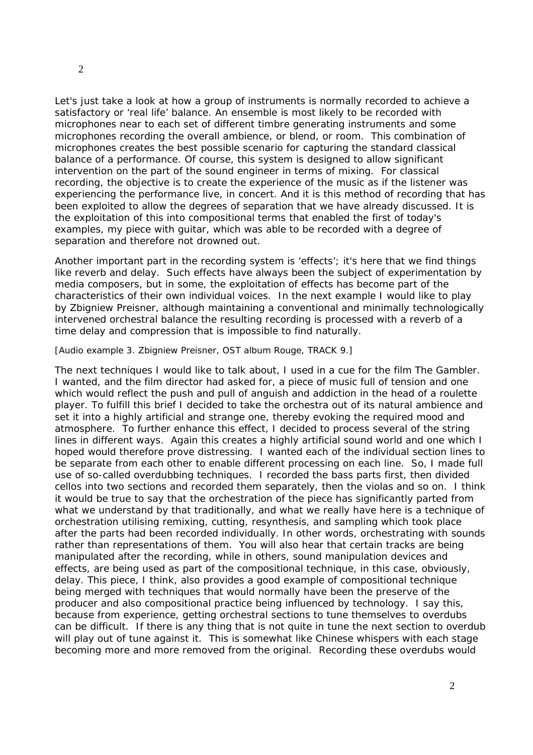Let's just take a look at how a group of instruments is normally recorded to achieve a satisfactory or 'real life' balance. An ensemble is most likely to be recorded with microphones near to each set of different timbre generating instruments and some microphones recording the overall ambience, or blend, or room. This combination of microphones creates the best possible scenario for capturing the standard classical balance of a performance. Of course, this system is designed to allow significant intervention on the part of the sound engineer in terms of mixing. For classical recording, the objective is to create the experience of the music as if the listener was experiencing the performance live, in concert. And it is this method of recording that has been exploited to allow the degrees of separation that we have already discussed. It is the exploitation of this into compositional terms that enabled the first of today's examples, my piece with guitar, which was able to be recorded with a degree of separation and therefore not drowned out.

Another important part in the recording system is 'effects'; it's here that we find things like reverb and delay. Such effects have always been the subject of experimentation by media composers, but in some, the exploitation of effects has become part of the characteristics of their own individual voices. In the next example I would like to play by Zbigniew Preisner, although maintaining a conventional and minimally technologically intervened orchestral balance the resulting recording is processed with a reverb of a time delay and compression that is impossible to find naturally.

[Audio example 3. Zbigniew Preisner, OST album Rouge, TRACK 9.]

The next techniques I would like to talk about, I used in a cue for the film The Gambler. I wanted, and the film director had asked for, a piece of music full of tension and one which would reflect the push and pull of anguish and addiction in the head of a roulette player. To fulfill this brief I decided to take the orchestra out of its natural ambience and set it into a highly artificial and strange one, thereby evoking the required mood and atmosphere. To further enhance this effect, I decided to process several of the string lines in different ways. Again this creates a highly artificial sound world and one which I hoped would therefore prove distressing. I wanted each of the individual section lines to be separate from each other to enable different processing on each line. So, I made full use of so-called overdubbing techniques. I recorded the bass parts first, then divided cellos into two sections and recorded them separately, then the violas and so on. I think it would be true to say that the orchestration of the piece has significantly parted from what we understand by that traditionally, and what we really have here is a technique of orchestration utilising remixing, cutting, resynthesis, and sampling which took place after the parts had been recorded individually. In other words, orchestrating with sounds rather than representations of them. You will also hear that certain tracks are being manipulated after the recording, while in others, sound manipulation devices and effects, are being used as part of the compositional technique, in this case, obviously, delay. This piece, I think, also provides a good example of compositional technique being merged with techniques that would normally have been the preserve of the producer and also compositional practice being influenced by technology. I say this, because from experience, getting orchestral sections to tune themselves to overdubs can be difficult. If there is any thing that is not quite in tune the next section to overdub will play out of tune against it. This is somewhat like Chinese whispers with each stage becoming more and more removed from the original. Recording these overdubs would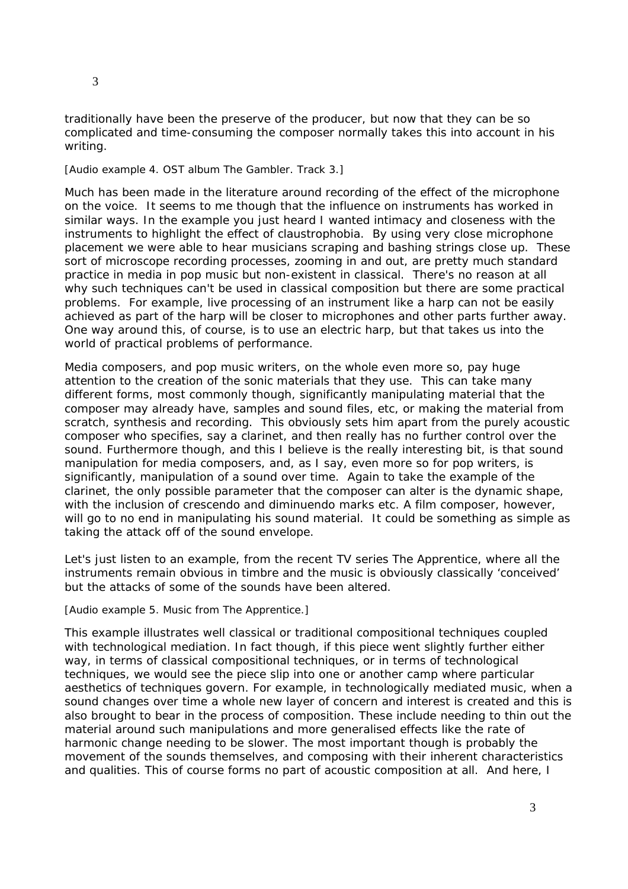traditionally have been the preserve of the producer, but now that they can be so complicated and time-consuming the composer normally takes this into account in his writing.

[Audio example 4. OST album The Gambler. Track 3.]

Much has been made in the literature around recording of the effect of the microphone on the voice. It seems to me though that the influence on instruments has worked in similar ways. In the example you just heard I wanted intimacy and closeness with the instruments to highlight the effect of claustrophobia. By using very close microphone placement we were able to hear musicians scraping and bashing strings close up. These sort of microscope recording processes, zooming in and out, are pretty much standard practice in media in pop music but non-existent in classical. There's no reason at all why such techniques can't be used in classical composition but there are some practical problems. For example, live processing of an instrument like a harp can not be easily achieved as part of the harp will be closer to microphones and other parts further away. One way around this, of course, is to use an electric harp, but that takes us into the world of practical problems of performance.

Media composers, and pop music writers, on the whole even more so, pay huge attention to the creation of the sonic materials that they use. This can take many different forms, most commonly though, significantly manipulating material that the composer may already have, samples and sound files, etc, or making the material from scratch, synthesis and recording. This obviously sets him apart from the purely acoustic composer who specifies, say a clarinet, and then really has no further control over the sound. Furthermore though, and this I believe is the really interesting bit, is that sound manipulation for media composers, and, as I say, even more so for pop writers, is significantly, manipulation of a sound over time. Again to take the example of the clarinet, the only possible parameter that the composer can alter is the dynamic shape, with the inclusion of crescendo and diminuendo marks etc. A film composer, however, will go to no end in manipulating his sound material. It could be something as simple as taking the attack off of the sound envelope.

Let's just listen to an example, from the recent TV series The Apprentice, where all the instruments remain obvious in timbre and the music is obviously classically 'conceived' but the attacks of some of the sounds have been altered.

[Audio example 5. Music from The Apprentice.]

This example illustrates well classical or traditional compositional techniques coupled with technological mediation. In fact though, if this piece went slightly further either way, in terms of classical compositional techniques, or in terms of technological techniques, we would see the piece slip into one or another camp where particular aesthetics of techniques govern. For example, in technologically mediated music, when a sound changes over time a whole new layer of concern and interest is created and this is also brought to bear in the process of composition. These include needing to thin out the material around such manipulations and more generalised effects like the rate of harmonic change needing to be slower. The most important though is probably the movement of the sounds themselves, and composing with their inherent characteristics and qualities. This of course forms no part of acoustic composition at all. And here, I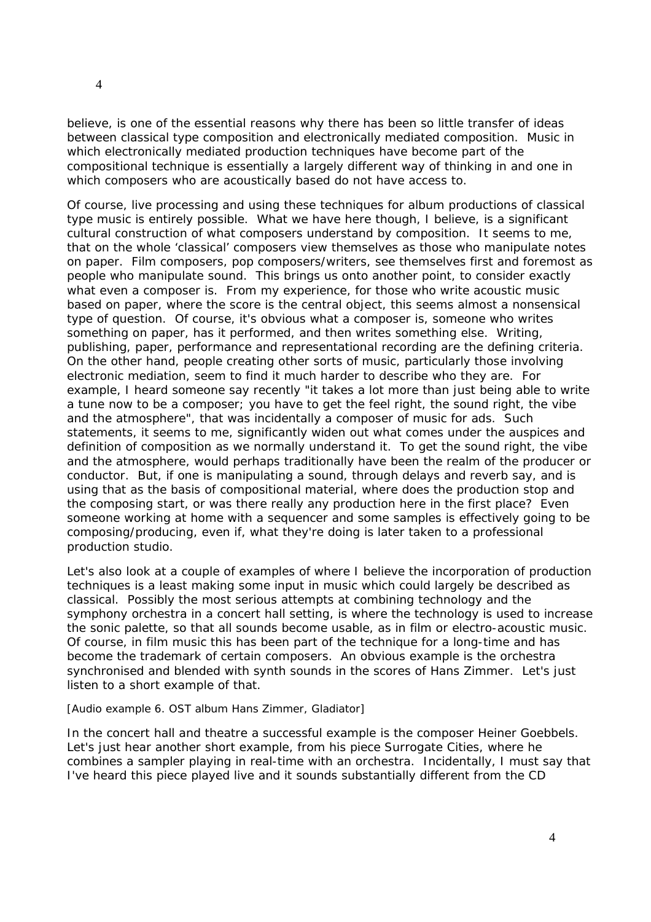believe, is one of the essential reasons why there has been so little transfer of ideas between classical type composition and electronically mediated composition. Music in which electronically mediated production techniques have become part of the compositional technique is essentially a largely different way of thinking in and one in which composers who are acoustically based do not have access to.

Of course, live processing and using these techniques for album productions of classical type music is entirely possible. What we have here though, I believe, is a significant cultural construction of what composers understand by composition. It seems to me, that on the whole 'classical' composers view themselves as those who manipulate notes on paper. Film composers, pop composers/writers, see themselves first and foremost as people who manipulate sound. This brings us onto another point, to consider exactly what even a composer is. From my experience, for those who write acoustic music based on paper, where the score is the central object, this seems almost a nonsensical type of question. Of course, it's obvious what a composer is, someone who writes something on paper, has it performed, and then writes something else. Writing, publishing, paper, performance and representational recording are the defining criteria. On the other hand, people creating other sorts of music, particularly those involving electronic mediation, seem to find it much harder to describe who they are. For example, I heard someone say recently "it takes a lot more than just being able to write a tune now to be a composer; you have to get the feel right, the sound right, the vibe and the atmosphere", that was incidentally a composer of music for ads. Such statements, it seems to me, significantly widen out what comes under the auspices and definition of composition as we normally understand it. To get the sound right, the vibe and the atmosphere, would perhaps traditionally have been the realm of the producer or conductor. But, if one is manipulating a sound, through delays and reverb say, and is using that as the basis of compositional material, where does the production stop and the composing start, or was there really any production here in the first place? Even someone working at home with a sequencer and some samples is effectively going to be composing/producing, even if, what they're doing is later taken to a professional production studio.

Let's also look at a couple of examples of where I believe the incorporation of production techniques is a least making some input in music which could largely be described as classical. Possibly the most serious attempts at combining technology and the symphony orchestra in a concert hall setting, is where the technology is used to increase the sonic palette, so that all sounds become usable, as in film or electro-acoustic music. Of course, in film music this has been part of the technique for a long-time and has become the trademark of certain composers. An obvious example is the orchestra synchronised and blended with synth sounds in the scores of Hans Zimmer. Let's just listen to a short example of that.

[Audio example 6. OST album Hans Zimmer, Gladiator]

In the concert hall and theatre a successful example is the composer Heiner Goebbels. Let's just hear another short example, from his piece Surrogate Cities, where he combines a sampler playing in real-time with an orchestra. Incidentally, I must say that I've heard this piece played live and it sounds substantially different from the CD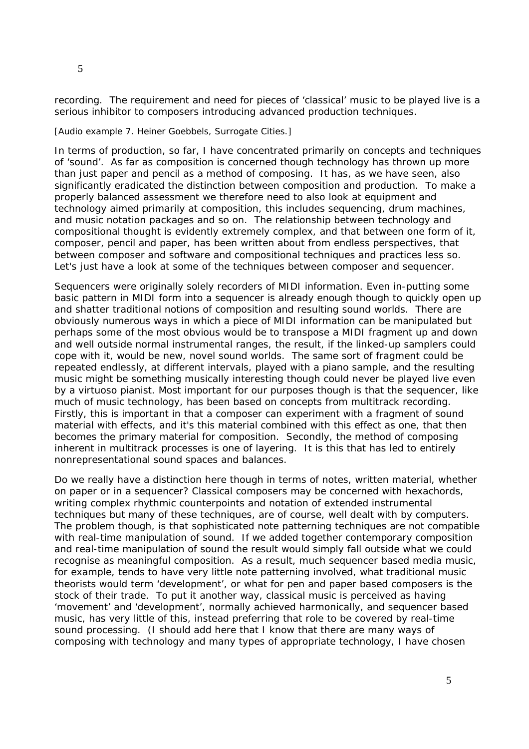recording. The requirement and need for pieces of 'classical' music to be played live is a serious inhibitor to composers introducing advanced production techniques.

[Audio example 7. Heiner Goebbels, Surrogate Cities.]

In terms of production, so far, I have concentrated primarily on concepts and techniques of 'sound'. As far as composition is concerned though technology has thrown up more than just paper and pencil as a method of composing. It has, as we have seen, also significantly eradicated the distinction between composition and production. To make a properly balanced assessment we therefore need to also look at equipment and technology aimed primarily at composition, this includes sequencing, drum machines, and music notation packages and so on. The relationship between technology and compositional thought is evidently extremely complex, and that between one form of it, composer, pencil and paper, has been written about from endless perspectives, that between composer and software and compositional techniques and practices less so. Let's just have a look at some of the techniques between composer and sequencer.

Sequencers were originally solely recorders of MIDI information. Even in-putting some basic pattern in MIDI form into a sequencer is already enough though to quickly open up and shatter traditional notions of composition and resulting sound worlds. There are obviously numerous ways in which a piece of MIDI information can be manipulated but perhaps some of the most obvious would be to transpose a MIDI fragment up and down and well outside normal instrumental ranges, the result, if the linked-up samplers could cope with it, would be new, novel sound worlds. The same sort of fragment could be repeated endlessly, at different intervals, played with a piano sample, and the resulting music might be something musically interesting though could never be played live even by a virtuoso pianist. Most important for our purposes though is that the sequencer, like much of music technology, has been based on concepts from multitrack recording. Firstly, this is important in that a composer can experiment with a fragment of sound material with effects, and it's this material combined with this effect as one, that then becomes the primary material for composition. Secondly, the method of composing inherent in multitrack processes is one of layering. It is this that has led to entirely nonrepresentational sound spaces and balances.

Do we really have a distinction here though in terms of notes, written material, whether on paper or in a sequencer? Classical composers may be concerned with hexachords, writing complex rhythmic counterpoints and notation of extended instrumental techniques but many of these techniques, are of course, well dealt with by computers. The problem though, is that sophisticated note patterning techniques are not compatible with real-time manipulation of sound. If we added together contemporary composition and real-time manipulation of sound the result would simply fall outside what we could recognise as meaningful composition. As a result, much sequencer based media music, for example, tends to have very little note patterning involved, what traditional music theorists would term 'development', or what for pen and paper based composers is the stock of their trade. To put it another way, classical music is perceived as having 'movement' and 'development', normally achieved harmonically, and sequencer based music, has very little of this, instead preferring that role to be covered by real-time sound processing. (I should add here that I know that there are many ways of composing with technology and many types of appropriate technology, I have chosen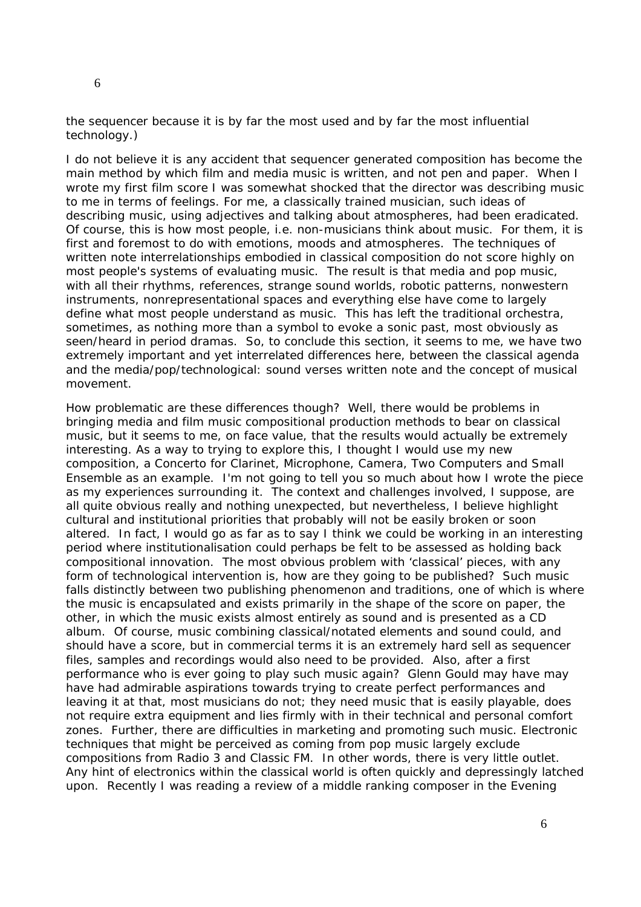the sequencer because it is by far the most used and by far the most influential technology.)

I do not believe it is any accident that sequencer generated composition has become the main method by which film and media music is written, and not pen and paper. When I wrote my first film score I was somewhat shocked that the director was describing music to me in terms of feelings. For me, a classically trained musician, such ideas of describing music, using adjectives and talking about atmospheres, had been eradicated. Of course, this is how most people, i.e. non-musicians think about music. For them, it is first and foremost to do with emotions, moods and atmospheres. The techniques of written note interrelationships embodied in classical composition do not score highly on most people's systems of evaluating music. The result is that media and pop music, with all their rhythms, references, strange sound worlds, robotic patterns, nonwestern instruments, nonrepresentational spaces and everything else have come to largely define what most people understand as music. This has left the traditional orchestra, sometimes, as nothing more than a symbol to evoke a sonic past, most obviously as seen/heard in period dramas. So, to conclude this section, it seems to me, we have two extremely important and yet interrelated differences here, between the classical agenda and the media/pop/technological: sound verses written note and the concept of musical movement.

How problematic are these differences though? Well, there would be problems in bringing media and film music compositional production methods to bear on classical music, but it seems to me, on face value, that the results would actually be extremely interesting. As a way to trying to explore this, I thought I would use my new composition, a Concerto for Clarinet, Microphone, Camera, Two Computers and Small Ensemble as an example. I'm not going to tell you so much about how I wrote the piece as my experiences surrounding it. The context and challenges involved, I suppose, are all quite obvious really and nothing unexpected, but nevertheless, I believe highlight cultural and institutional priorities that probably will not be easily broken or soon altered. In fact, I would go as far as to say I think we could be working in an interesting period where institutionalisation could perhaps be felt to be assessed as holding back compositional innovation. The most obvious problem with 'classical' pieces, with any form of technological intervention is, how are they going to be published? Such music falls distinctly between two publishing phenomenon and traditions, one of which is where the music is encapsulated and exists primarily in the shape of the score on paper, the other, in which the music exists almost entirely as sound and is presented as a CD album. Of course, music combining classical/notated elements and sound could, and should have a score, but in commercial terms it is an extremely hard sell as sequencer files, samples and recordings would also need to be provided. Also, after a first performance who is ever going to play such music again? Glenn Gould may have may have had admirable aspirations towards trying to create perfect performances and leaving it at that, most musicians do not; they need music that is easily playable, does not require extra equipment and lies firmly with in their technical and personal comfort zones. Further, there are difficulties in marketing and promoting such music. Electronic techniques that might be perceived as coming from pop music largely exclude compositions from Radio 3 and Classic FM. In other words, there is very little outlet. Any hint of electronics within the classical world is often quickly and depressingly latched upon. Recently I was reading a review of a middle ranking composer in the Evening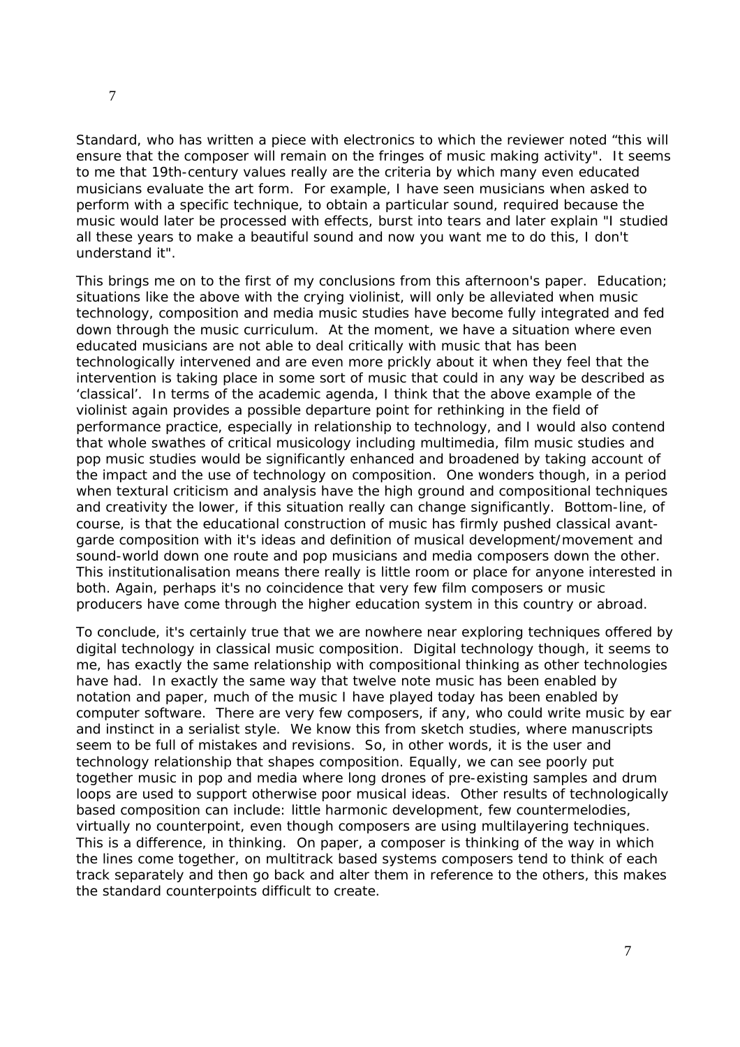Standard, who has written a piece with electronics to which the reviewer noted “this will ensure that the composer will remain on the fringes of music making activity". It seems to me that 19th-century values really are the criteria by which many even educated musicians evaluate the art form. For example, I have seen musicians when asked to perform with a specific technique, to obtain a particular sound, required because the music would later be processed with effects, burst into tears and later explain "I studied all these years to make a beautiful sound and now you want me to do this, I don't understand it".

This brings me on to the first of my conclusions from this afternoon's paper. Education; situations like the above with the crying violinist, will only be alleviated when music technology, composition and media music studies have become fully integrated and fed down through the music curriculum. At the moment, we have a situation where even educated musicians are not able to deal critically with music that has been technologically intervened and are even more prickly about it when they feel that the intervention is taking place in some sort of music that could in any way be described as ‘classical’. In terms of the academic agenda, I think that the above example of the violinist again provides a possible departure point for rethinking in the field of performance practice, especially in relationship to technology, and I would also contend that whole swathes of critical musicology including multimedia, film music studies and pop music studies would be significantly enhanced and broadened by taking account of the impact and the use of technology on composition. One wonders though, in a period when textural criticism and analysis have the high ground and compositional techniques and creativity the lower, if this situation really can change significantly. Bottom-line, of course, is that the educational construction of music has firmly pushed classical avant-garde composition with it's ideas and definition of musical development/movement and sound-world down one route and pop musicians and media composers down the other. This institutionalisation means there really is little room or place for anyone interested in both. Again, perhaps it's no coincidence that very few film composers or music producers have come through the higher education system in this country or abroad.

To conclude, it's certainly true that we are nowhere near exploring techniques offered by digital technology in classical music composition. Digital technology though, it seems to me, has exactly the same relationship with compositional thinking as other technologies have had. In exactly the same way that twelve note music has been enabled by notation and paper, much of the music I have played today has been enabled by computer software. There are very few composers, if any, who could write music by ear and instinct in a serialist style. We know this from sketch studies, where manuscripts seem to be full of mistakes and revisions. So, in other words, it is the user and technology relationship that shapes composition. Equally, we can see poorly put together music in pop and media where long drones of pre-existing samples and drum loops are used to support otherwise poor musical ideas. Other results of technologically based composition can include: little harmonic development, few countermelodies, virtually no counterpoint, even though composers are using multilayering techniques. This is a difference, in thinking. On paper, a composer is thinking of the way in which the lines come together, on multitrack based systems composers tend to think of each track separately and then go back and alter them in reference to the others, this makes the standard counterpoints difficult to create.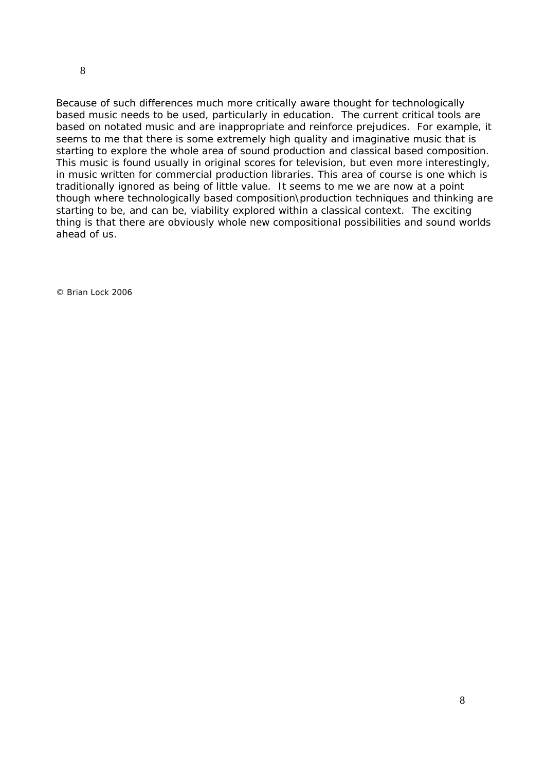Because of such differences much more critically aware thought for technologically based music needs to be used, particularly in education. The current critical tools are based on notated music and are inappropriate and reinforce prejudices. For example, it seems to me that there is some extremely high quality and imaginative music that is starting to explore the whole area of sound production and classical based composition. This music is found usually in original scores for television, but even more interestingly, in music written for commercial production libraries. This area of course is one which is traditionally ignored as being of little value. It seems to me we are now at a point though where technologically based composition\production techniques and thinking are starting to be, and can be, viability explored within a classical context. The exciting thing is that there are obviously whole new compositional possibilities and sound worlds ahead of us.

© Brian Lock 2006